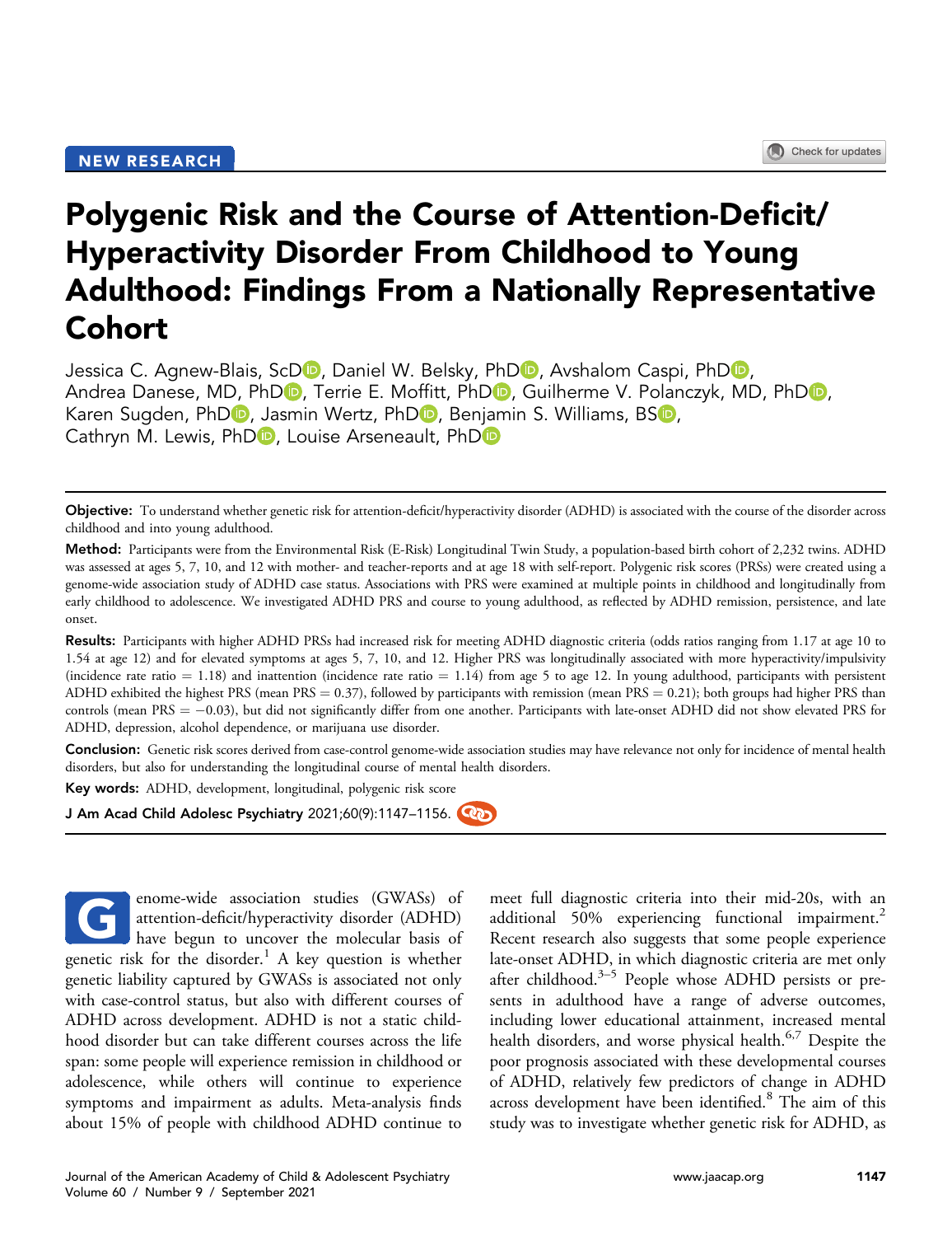NEW RESEARCH

# Polygenic Risk and the Course of Attention-Deficit/Hyperactivity Disorder From Childhood to Young Adulthood: Findings From a Nationally Representative Cohort

Jessica C. Agnew-Blais, ScD, Daniel W. Belsky, PhD, Avshalom Caspi, PhD, Andrea Danese, MD, PhD, Terrie E. Moffitt, PhD, Guilherme V. Polanczyk, MD, PhD, Karen Sugden, PhD, Jasmin Wertz, PhD, Benjamin S. Williams, BS, Cathryn M. Lewis, PhD, Louise Arseneault, PhD

**Objective:** To understand whether genetic risk for attention-deficit/hyperactivity disorder (ADHD) is associated with the course of the disorder across childhood and into young adulthood.

**Method:** Participants were from the Environmental Risk (E-Risk) Longitudinal Twin Study, a population-based birth cohort of 2,232 twins. ADHD was assessed at ages 5, 7, 10, and 12 with mother- and teacher-reports and at age 18 with self-report. Polygenic risk scores (PRSs) were created using a genome-wide association study of ADHD case status. Associations with PRS were examined at multiple points in childhood and longitudinally from early childhood to adolescence. We investigated ADHD PRS and course to young adulthood, as reflected by ADHD remission, persistence, and late onset.

**Results:** Participants with higher ADHD PRSs had increased risk for meeting ADHD diagnostic criteria (odds ratios ranging from 1.17 at age 10 to 1.54 at age 12) and for elevated symptoms at ages 5, 7, 10, and 12. Higher PRS was longitudinally associated with more hyperactivity/impulsivity (incidence rate ratio = 1.18) and inattention (incidence rate ratio = 1.14) from age 5 to age 12. In young adulthood, participants with persistent ADHD exhibited the highest PRS (mean PRS = 0.37), followed by participants with remission (mean PRS = 0.21); both groups had higher PRS than controls (mean PRS = −0.03), but did not significantly differ from one another. Participants with late-onset ADHD did not show elevated PRS for ADHD, depression, alcohol dependence, or marijuana use disorder.

**Conclusion:** Genetic risk scores derived from case-control genome-wide association studies may have relevance not only for incidence of mental health disorders, but also for understanding the longitudinal course of mental health disorders.

**Key words:** ADHD, development, longitudinal, polygenic risk score

J Am Acad Child Adolesc Psychiatry 2021;60(9):1147–1156.

Genome-wide association studies (GWASs) of attention-deficit/hyperactivity disorder (ADHD) have begun to uncover the molecular basis of genetic risk for the disorder.[1] A key question is whether genetic liability captured by GWASs is associated not only with case-control status, but also with different courses of ADHD across development. ADHD is not a static childhood disorder but can take different courses across the life span: some people will experience remission in childhood or adolescence, while others will continue to experience symptoms and impairment as adults. Meta-analysis finds about 15% of people with childhood ADHD continue to meet full diagnostic criteria into their mid-20s, with an additional 50% experiencing functional impairment.[2] Recent research also suggests that some people experience late-onset ADHD, in which diagnostic criteria are met only after childhood.[3–5] People whose ADHD persists or presents in adulthood have a range of adverse outcomes, including lower educational attainment, increased mental health disorders, and worse physical health.[6,7] Despite the poor prognosis associated with these developmental courses of ADHD, relatively few predictors of change in ADHD across development have been identified.[8] The aim of this study was to investigate whether genetic risk for ADHD, as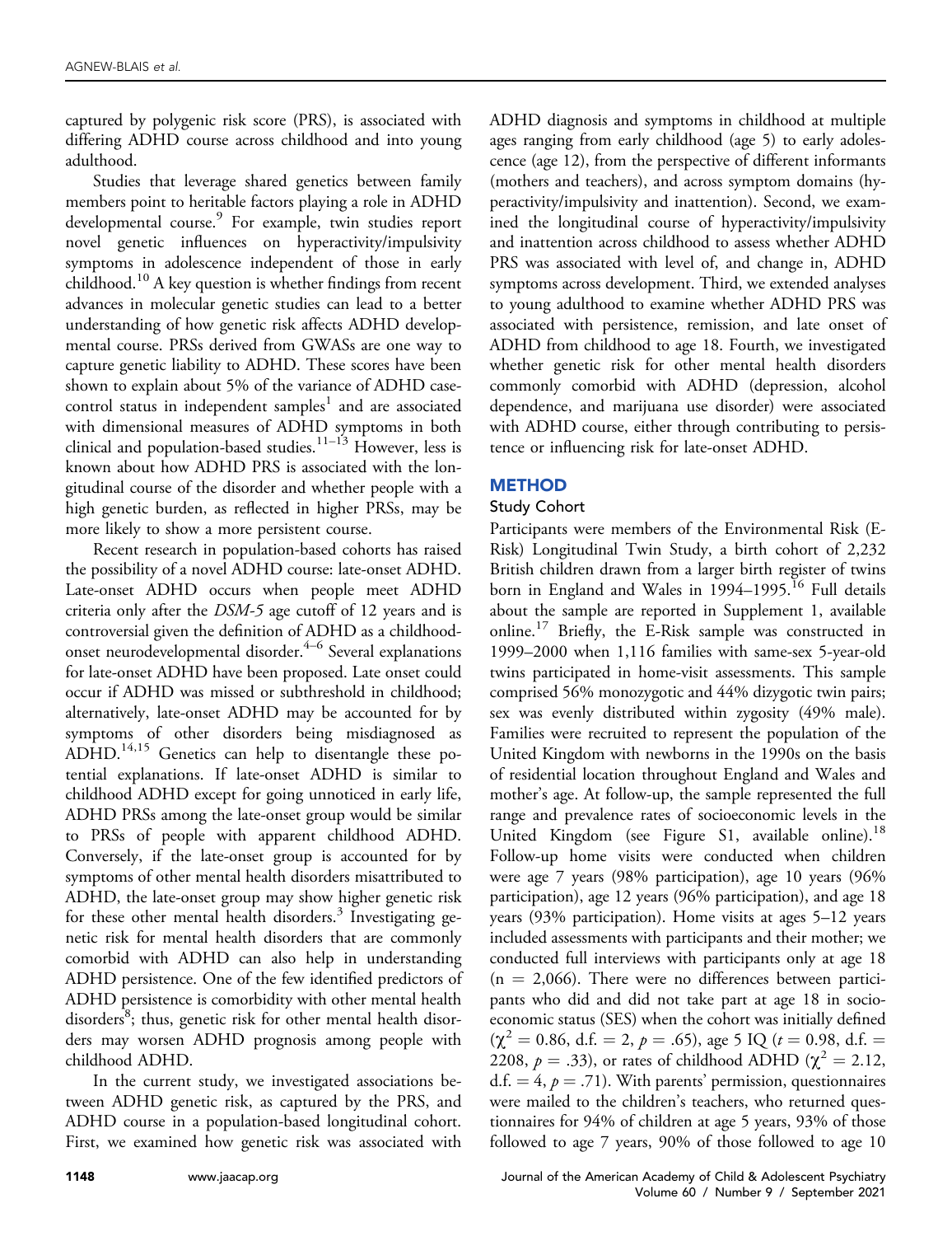captured by polygenic risk score (PRS), is associated with differing ADHD course across childhood and into young adulthood.

Studies that leverage shared genetics between family members point to heritable factors playing a role in ADHD developmental course.[9] For example, twin studies report novel genetic influences on hyperactivity/impulsivity symptoms in adolescence independent of those in early childhood.[10] A key question is whether findings from recent advances in molecular genetic studies can lead to a better understanding of how genetic risk affects ADHD developmental course. PRSs derived from GWASs are one way to capture genetic liability to ADHD. These scores have been shown to explain about 5% of the variance of ADHD case-control status in independent samples[1] and are associated with dimensional measures of ADHD symptoms in both clinical and population-based studies.[11–13] However, less is known about how ADHD PRS is associated with the longitudinal course of the disorder and whether people with a high genetic burden, as reflected in higher PRSs, may be more likely to show a more persistent course.

Recent research in population-based cohorts has raised the possibility of a novel ADHD course: late-onset ADHD. Late-onset ADHD occurs when people meet ADHD criteria only after the *DSM-5* age cutoff of 12 years and is controversial given the definition of ADHD as a childhood-onset neurodevelopmental disorder.[4–6] Several explanations for late-onset ADHD have been proposed. Late onset could occur if ADHD was missed or subthreshold in childhood; alternatively, late-onset ADHD may be accounted for by symptoms of other disorders being misdiagnosed as ADHD.[14,15] Genetics can help to disentangle these potential explanations. If late-onset ADHD is similar to childhood ADHD except for going unnoticed in early life, ADHD PRSs among the late-onset group would be similar to PRSs of people with apparent childhood ADHD. Conversely, if the late-onset group is accounted for by symptoms of other mental health disorders misattributed to ADHD, the late-onset group may show higher genetic risk for these other mental health disorders.[3] Investigating genetic risk for mental health disorders that are commonly comorbid with ADHD can also help in understanding ADHD persistence. One of the few identified predictors of ADHD persistence is comorbidity with other mental health disorders[8]; thus, genetic risk for other mental health disorders may worsen ADHD prognosis among people with childhood ADHD.

In the current study, we investigated associations between ADHD genetic risk, as captured by the PRS, and ADHD course in a population-based longitudinal cohort. First, we examined how genetic risk was associated with ADHD diagnosis and symptoms in childhood at multiple ages ranging from early childhood (age 5) to early adolescence (age 12), from the perspective of different informants (mothers and teachers), and across symptom domains (hyperactivity/impulsivity and inattention). Second, we examined the longitudinal course of hyperactivity/impulsivity and inattention across childhood to assess whether ADHD PRS was associated with level of, and change in, ADHD symptoms across development. Third, we extended analyses to young adulthood to examine whether ADHD PRS was associated with persistence, remission, and late onset of ADHD from childhood to age 18. Fourth, we investigated whether genetic risk for other mental health disorders commonly comorbid with ADHD (depression, alcohol dependence, and marijuana use disorder) were associated with ADHD course, either through contributing to persistence or influencing risk for late-onset ADHD.

## METHOD

### Study Cohort

Participants were members of the Environmental Risk (E-Risk) Longitudinal Twin Study, a birth cohort of 2,232 British children drawn from a larger birth register of twins born in England and Wales in 1994–1995.[16] Full details about the sample are reported in Supplement 1, available online.[17] Briefly, the E-Risk sample was constructed in 1999–2000 when 1,116 families with same-sex 5-year-old twins participated in home-visit assessments. This sample comprised 56% monozygotic and 44% dizygotic twin pairs; sex was evenly distributed within zygosity (49% male). Families were recruited to represent the population of the United Kingdom with newborns in the 1990s on the basis of residential location throughout England and Wales and mother's age. At follow-up, the sample represented the full range and prevalence rates of socioeconomic levels in the United Kingdom (see Figure S1, available online).[18] Follow-up home visits were conducted when children were age 7 years (98% participation), age 10 years (96% participation), age 12 years (96% participation), and age 18 years (93% participation). Home visits at ages 5–12 years included assessments with participants and their mother; we conducted full interviews with participants only at age 18 ($n = 2{,}066$). There were no differences between participants who did and did not take part at age 18 in socioeconomic status (SES) when the cohort was initially defined ($\chi^2 = 0.86$, d.f. $= 2$, $p = .65$), age 5 IQ ($t = 0.98$, d.f. $= 2208$, $p = .33$), or rates of childhood ADHD ($\chi^2 = 2.12$, d.f. $= 4$, $p = .71$). With parents' permission, questionnaires were mailed to the children's teachers, who returned questionnaires for 94% of children at age 5 years, 93% of those followed to age 7 years, 90% of those followed to age 10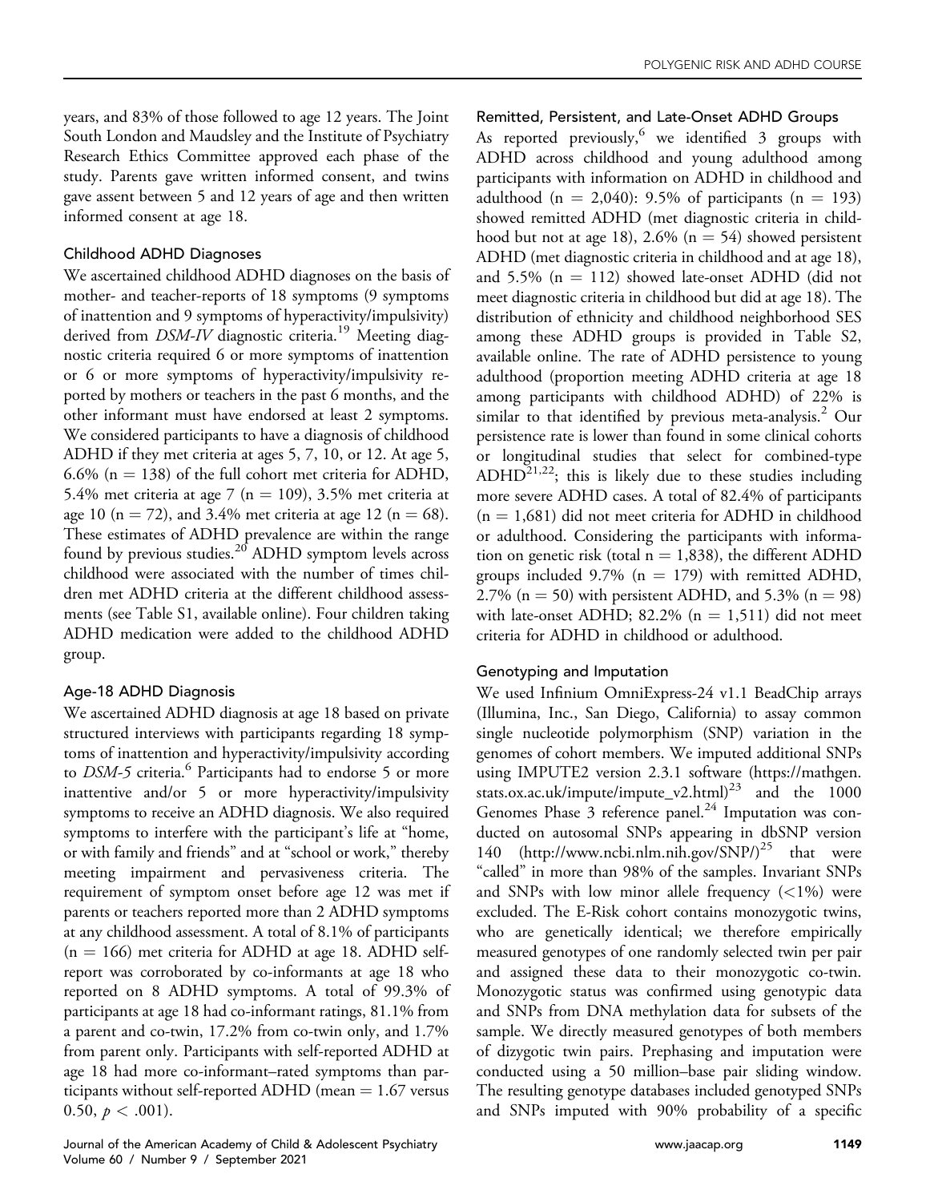years, and 83% of those followed to age 12 years. The Joint South London and Maudsley and the Institute of Psychiatry Research Ethics Committee approved each phase of the study. Parents gave written informed consent, and twins gave assent between 5 and 12 years of age and then written informed consent at age 18.

### Childhood ADHD Diagnoses

We ascertained childhood ADHD diagnoses on the basis of mother- and teacher-reports of 18 symptoms (9 symptoms of inattention and 9 symptoms of hyperactivity/impulsivity) derived from *DSM-IV* diagnostic criteria.[19] Meeting diagnostic criteria required 6 or more symptoms of inattention or 6 or more symptoms of hyperactivity/impulsivity reported by mothers or teachers in the past 6 months, and the other informant must have endorsed at least 2 symptoms. We considered participants to have a diagnosis of childhood ADHD if they met criteria at ages 5, 7, 10, or 12. At age 5, 6.6% ($n = 138$) of the full cohort met criteria for ADHD, 5.4% met criteria at age 7 ($n = 109$), 3.5% met criteria at age 10 ($n = 72$), and 3.4% met criteria at age 12 ($n = 68$). These estimates of ADHD prevalence are within the range found by previous studies.[20] ADHD symptom levels across childhood were associated with the number of times children met ADHD criteria at the different childhood assessments (see Table S1, available online). Four children taking ADHD medication were added to the childhood ADHD group.

### Age-18 ADHD Diagnosis

We ascertained ADHD diagnosis at age 18 based on private structured interviews with participants regarding 18 symptoms of inattention and hyperactivity/impulsivity according to *DSM-5* criteria.[6] Participants had to endorse 5 or more inattentive and/or 5 or more hyperactivity/impulsivity symptoms to receive an ADHD diagnosis. We also required symptoms to interfere with the participant's life at "home, or with family and friends" and at "school or work," thereby meeting impairment and pervasiveness criteria. The requirement of symptom onset before age 12 was met if parents or teachers reported more than 2 ADHD symptoms at any childhood assessment. A total of 8.1% of participants ($n = 166$) met criteria for ADHD at age 18. ADHD self-report was corroborated by co-informants at age 18 who reported on 8 ADHD symptoms. A total of 99.3% of participants at age 18 had co-informant ratings, 81.1% from a parent and co-twin, 17.2% from co-twin only, and 1.7% from parent only. Participants with self-reported ADHD at age 18 had more co-informant–rated symptoms than participants without self-reported ADHD (mean = 1.67 versus 0.50, $p < .001$).

### Remitted, Persistent, and Late-Onset ADHD Groups

As reported previously,[6] we identified 3 groups with ADHD across childhood and young adulthood among participants with information on ADHD in childhood and adulthood ($n = 2,040$): 9.5% of participants ($n = 193$) showed remitted ADHD (met diagnostic criteria in childhood but not at age 18), 2.6% ($n = 54$) showed persistent ADHD (met diagnostic criteria in childhood and at age 18), and 5.5% ($n = 112$) showed late-onset ADHD (did not meet diagnostic criteria in childhood but did at age 18). The distribution of ethnicity and childhood neighborhood SES among these ADHD groups is provided in Table S2, available online. The rate of ADHD persistence to young adulthood (proportion meeting ADHD criteria at age 18 among participants with childhood ADHD) of 22% is similar to that identified by previous meta-analysis.[2] Our persistence rate is lower than found in some clinical cohorts or longitudinal studies that select for combined-type ADHD[21,22]; this is likely due to these studies including more severe ADHD cases. A total of 82.4% of participants ($n = 1,681$) did not meet criteria for ADHD in childhood or adulthood. Considering the participants with information on genetic risk (total $n = 1,838$), the different ADHD groups included 9.7% ($n = 179$) with remitted ADHD, 2.7% ($n = 50$) with persistent ADHD, and 5.3% ($n = 98$) with late-onset ADHD; 82.2% ($n = 1,511$) did not meet criteria for ADHD in childhood or adulthood.

### Genotyping and Imputation

We used Infinium OmniExpress-24 v1.1 BeadChip arrays (Illumina, Inc., San Diego, California) to assay common single nucleotide polymorphism (SNP) variation in the genomes of cohort members. We imputed additional SNPs using IMPUTE2 version 2.3.1 software (https://mathgen.stats.ox.ac.uk/impute/impute_v2.html)[23] and the 1000 Genomes Phase 3 reference panel.[24] Imputation was conducted on autosomal SNPs appearing in dbSNP version 140 (http://www.ncbi.nlm.nih.gov/SNP/)[25] that were "called" in more than 98% of the samples. Invariant SNPs and SNPs with low minor allele frequency (<1%) were excluded. The E-Risk cohort contains monozygotic twins, who are genetically identical; we therefore empirically measured genotypes of one randomly selected twin per pair and assigned these data to their monozygotic co-twin. Monozygotic status was confirmed using genotypic data and SNPs from DNA methylation data for subsets of the sample. We directly measured genotypes of both members of dizygotic twin pairs. Prephasing and imputation were conducted using a 50 million–base pair sliding window. The resulting genotype databases included genotyped SNPs and SNPs imputed with 90% probability of a specific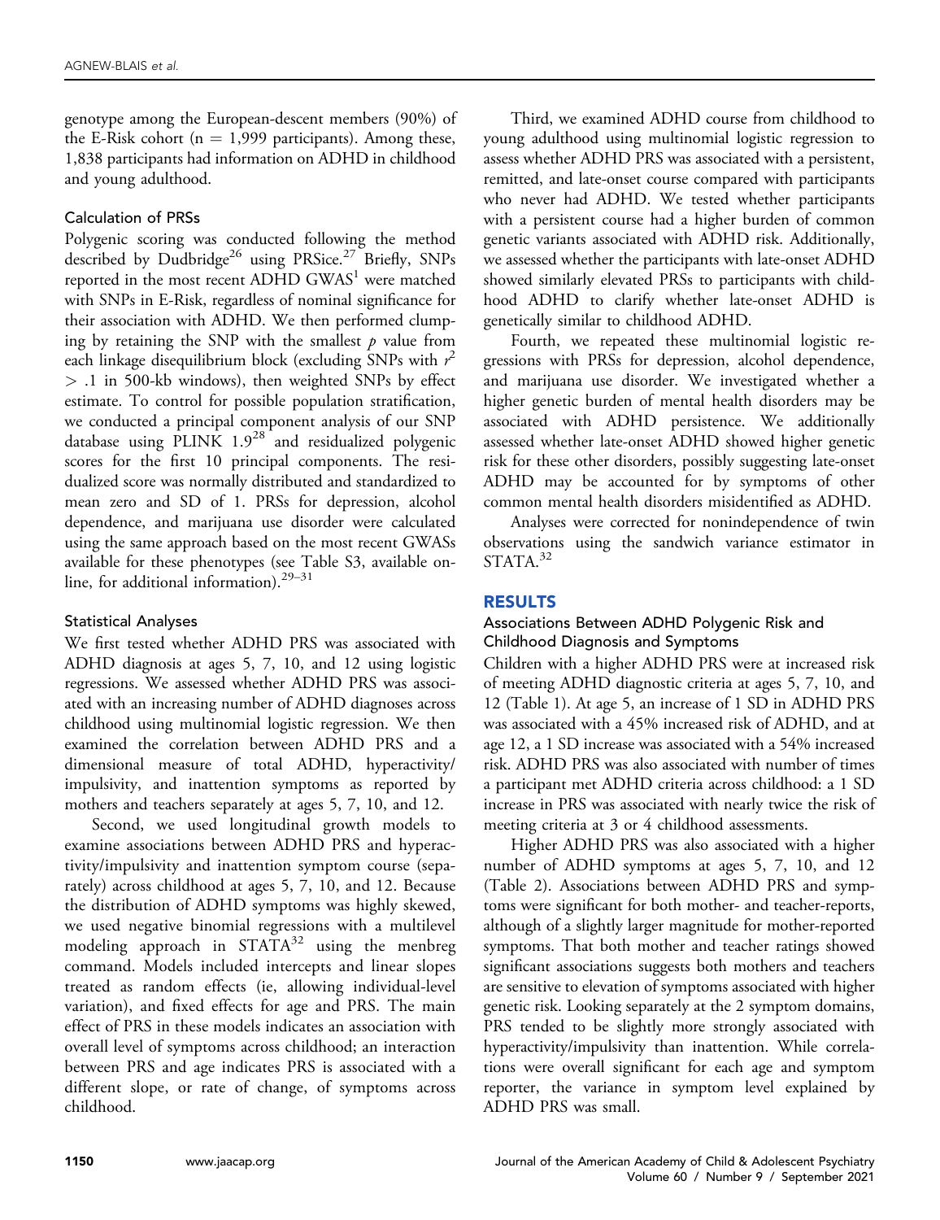genotype among the European-descent members (90%) of the E-Risk cohort (n = 1,999 participants). Among these, 1,838 participants had information on ADHD in childhood and young adulthood.

### Calculation of PRSs

Polygenic scoring was conducted following the method described by Dudbridge[26] using PRSice.[27] Briefly, SNPs reported in the most recent ADHD GWAS[1] were matched with SNPs in E-Risk, regardless of nominal significance for their association with ADHD. We then performed clumping by retaining the SNP with the smallest $p$ value from each linkage disequilibrium block (excluding SNPs with $r^2 > .1$ in 500-kb windows), then weighted SNPs by effect estimate. To control for possible population stratification, we conducted a principal component analysis of our SNP database using PLINK 1.9[28] and residualized polygenic scores for the first 10 principal components. The residualized score was normally distributed and standardized to mean zero and SD of 1. PRSs for depression, alcohol dependence, and marijuana use disorder were calculated using the same approach based on the most recent GWASs available for these phenotypes (see Table S3, available online, for additional information).[29–31]

### Statistical Analyses

We first tested whether ADHD PRS was associated with ADHD diagnosis at ages 5, 7, 10, and 12 using logistic regressions. We assessed whether ADHD PRS was associated with an increasing number of ADHD diagnoses across childhood using multinomial logistic regression. We then examined the correlation between ADHD PRS and a dimensional measure of total ADHD, hyperactivity/impulsivity, and inattention symptoms as reported by mothers and teachers separately at ages 5, 7, 10, and 12.

Second, we used longitudinal growth models to examine associations between ADHD PRS and hyperactivity/impulsivity and inattention symptom course (separately) across childhood at ages 5, 7, 10, and 12. Because the distribution of ADHD symptoms was highly skewed, we used negative binomial regressions with a multilevel modeling approach in STATA[32] using the menbreg command. Models included intercepts and linear slopes treated as random effects (ie, allowing individual-level variation), and fixed effects for age and PRS. The main effect of PRS in these models indicates an association with overall level of symptoms across childhood; an interaction between PRS and age indicates PRS is associated with a different slope, or rate of change, of symptoms across childhood.

Third, we examined ADHD course from childhood to young adulthood using multinomial logistic regression to assess whether ADHD PRS was associated with a persistent, remitted, and late-onset course compared with participants who never had ADHD. We tested whether participants with a persistent course had a higher burden of common genetic variants associated with ADHD risk. Additionally, we assessed whether the participants with late-onset ADHD showed similarly elevated PRSs to participants with childhood ADHD to clarify whether late-onset ADHD is genetically similar to childhood ADHD.

Fourth, we repeated these multinomial logistic regressions with PRSs for depression, alcohol dependence, and marijuana use disorder. We investigated whether a higher genetic burden of mental health disorders may be associated with ADHD persistence. We additionally assessed whether late-onset ADHD showed higher genetic risk for these other disorders, possibly suggesting late-onset ADHD may be accounted for by symptoms of other common mental health disorders misidentified as ADHD.

Analyses were corrected for nonindependence of twin observations using the sandwich variance estimator in STATA.[32]

## RESULTS

### Associations Between ADHD Polygenic Risk and Childhood Diagnosis and Symptoms

Children with a higher ADHD PRS were at increased risk of meeting ADHD diagnostic criteria at ages 5, 7, 10, and 12 (Table 1). At age 5, an increase of 1 SD in ADHD PRS was associated with a 45% increased risk of ADHD, and at age 12, a 1 SD increase was associated with a 54% increased risk. ADHD PRS was also associated with number of times a participant met ADHD criteria across childhood: a 1 SD increase in PRS was associated with nearly twice the risk of meeting criteria at 3 or 4 childhood assessments.

Higher ADHD PRS was also associated with a higher number of ADHD symptoms at ages 5, 7, 10, and 12 (Table 2). Associations between ADHD PRS and symptoms were significant for both mother- and teacher-reports, although of a slightly larger magnitude for mother-reported symptoms. That both mother and teacher ratings showed significant associations suggests both mothers and teachers are sensitive to elevation of symptoms associated with higher genetic risk. Looking separately at the 2 symptom domains, PRS tended to be slightly more strongly associated with hyperactivity/impulsivity than inattention. While correlations were overall significant for each age and symptom reporter, the variance in symptom level explained by ADHD PRS was small.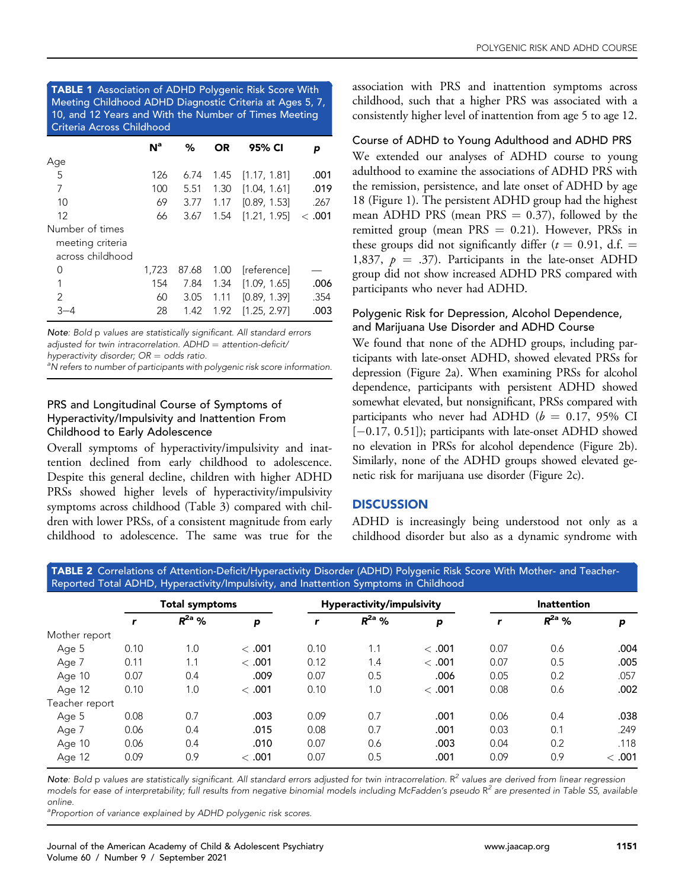**TABLE 1** Association of ADHD Polygenic Risk Score With Meeting Childhood ADHD Diagnostic Criteria at Ages 5, 7, 10, and 12 Years and With the Number of Times Meeting Criteria Across Childhood

| | N[a] | % | OR | 95% CI | p |
|---|---|---|---|---|---|
| Age | | | | | |
| 5 | 126 | 6.74 | 1.45 | [1.17, 1.81] | **.001** |
| 7 | 100 | 5.51 | 1.30 | [1.04, 1.61] | **.019** |
| 10 | 69 | 3.77 | 1.17 | [0.89, 1.53] | .267 |
| 12 | 66 | 3.67 | 1.54 | [1.21, 1.95] | **< .001** |
| Number of times meeting criteria across childhood | | | | | |
| 0 | 1,723 | 87.68 | 1.00 | [reference] | — |
| 1 | 154 | 7.84 | 1.34 | [1.09, 1.65] | **.006** |
| 2 | 60 | 3.05 | 1.11 | [0.89, 1.39] | .354 |
| 3–4 | 28 | 1.42 | 1.92 | [1.25, 2.97] | **.003** |

*Note*: *Bold* p *values are statistically significant. All standard errors adjusted for twin intracorrelation. ADHD = attention-deficit/hyperactivity disorder; OR = odds ratio.*
[a]*N refers to number of participants with polygenic risk score information.*

### PRS and Longitudinal Course of Symptoms of Hyperactivity/Impulsivity and Inattention From Childhood to Early Adolescence

Overall symptoms of hyperactivity/impulsivity and inattention declined from early childhood to adolescence. Despite this general decline, children with higher ADHD PRSs showed higher levels of hyperactivity/impulsivity symptoms across childhood (Table 3) compared with children with lower PRSs, of a consistent magnitude from early childhood to adolescence. The same was true for the association with PRS and inattention symptoms across childhood, such that a higher PRS was associated with a consistently higher level of inattention from age 5 to age 12.

### Course of ADHD to Young Adulthood and ADHD PRS

We extended our analyses of ADHD course to young adulthood to examine the associations of ADHD PRS with the remission, persistence, and late onset of ADHD by age 18 (Figure 1). The persistent ADHD group had the highest mean ADHD PRS (mean PRS = 0.37), followed by the remitted group (mean PRS = 0.21). However, PRSs in these groups did not significantly differ ($t = 0.91$, d.f. = 1,837, $p = .37$). Participants in the late-onset ADHD group did not show increased ADHD PRS compared with participants who never had ADHD.

### Polygenic Risk for Depression, Alcohol Dependence, and Marijuana Use Disorder and ADHD Course

We found that none of the ADHD groups, including participants with late-onset ADHD, showed elevated PRSs for depression (Figure 2a). When examining PRSs for alcohol dependence, participants with persistent ADHD showed somewhat elevated, but nonsignificant, PRSs compared with participants who never had ADHD ($b = 0.17$, 95% CI [−0.17, 0.51]); participants with late-onset ADHD showed no elevation in PRSs for alcohol dependence (Figure 2b). Similarly, none of the ADHD groups showed elevated genetic risk for marijuana use disorder (Figure 2c).

## DISCUSSION

ADHD is increasingly being understood not only as a childhood disorder but also as a dynamic syndrome with

**TABLE 2** Correlations of Attention-Deficit/Hyperactivity Disorder (ADHD) Polygenic Risk Score With Mother- and Teacher-Reported Total ADHD, Hyperactivity/Impulsivity, and Inattention Symptoms in Childhood

| | Total symptoms | | | Hyperactivity/impulsivity | | | Inattention | | |
|---|---|---|---|---|---|---|---|---|---|
| | r | $R^2$[a] % | p | r | $R^2$[a] % | p | r | $R^2$[a] % | p |
| Mother report | | | | | | | | | |
| Age 5 | 0.10 | 1.0 | **< .001** | 0.10 | 1.1 | **< .001** | 0.07 | 0.6 | **.004** |
| Age 7 | 0.11 | 1.1 | **< .001** | 0.12 | 1.4 | **< .001** | 0.07 | 0.5 | **.005** |
| Age 10 | 0.07 | 0.4 | **.009** | 0.07 | 0.5 | **.006** | 0.05 | 0.2 | .057 |
| Age 12 | 0.10 | 1.0 | **< .001** | 0.10 | 1.0 | **< .001** | 0.08 | 0.6 | **.002** |
| Teacher report | | | | | | | | | |
| Age 5 | 0.08 | 0.7 | **.003** | 0.09 | 0.7 | **.001** | 0.06 | 0.4 | **.038** |
| Age 7 | 0.06 | 0.4 | **.015** | 0.08 | 0.7 | **.001** | 0.03 | 0.1 | .249 |
| Age 10 | 0.06 | 0.4 | **.010** | 0.07 | 0.6 | **.003** | 0.04 | 0.2 | .118 |
| Age 12 | 0.09 | 0.9 | **< .001** | 0.07 | 0.5 | **.001** | 0.09 | 0.9 | **< .001** |

*Note*: *Bold* p *values are statistically significant. All standard errors adjusted for twin intracorrelation.* $R^2$ *values are derived from linear regression models for ease of interpretability; full results from negative binomial models including McFadden's pseudo* $R^2$ *are presented in Table S5, available online.*
[a]*Proportion of variance explained by ADHD polygenic risk scores.*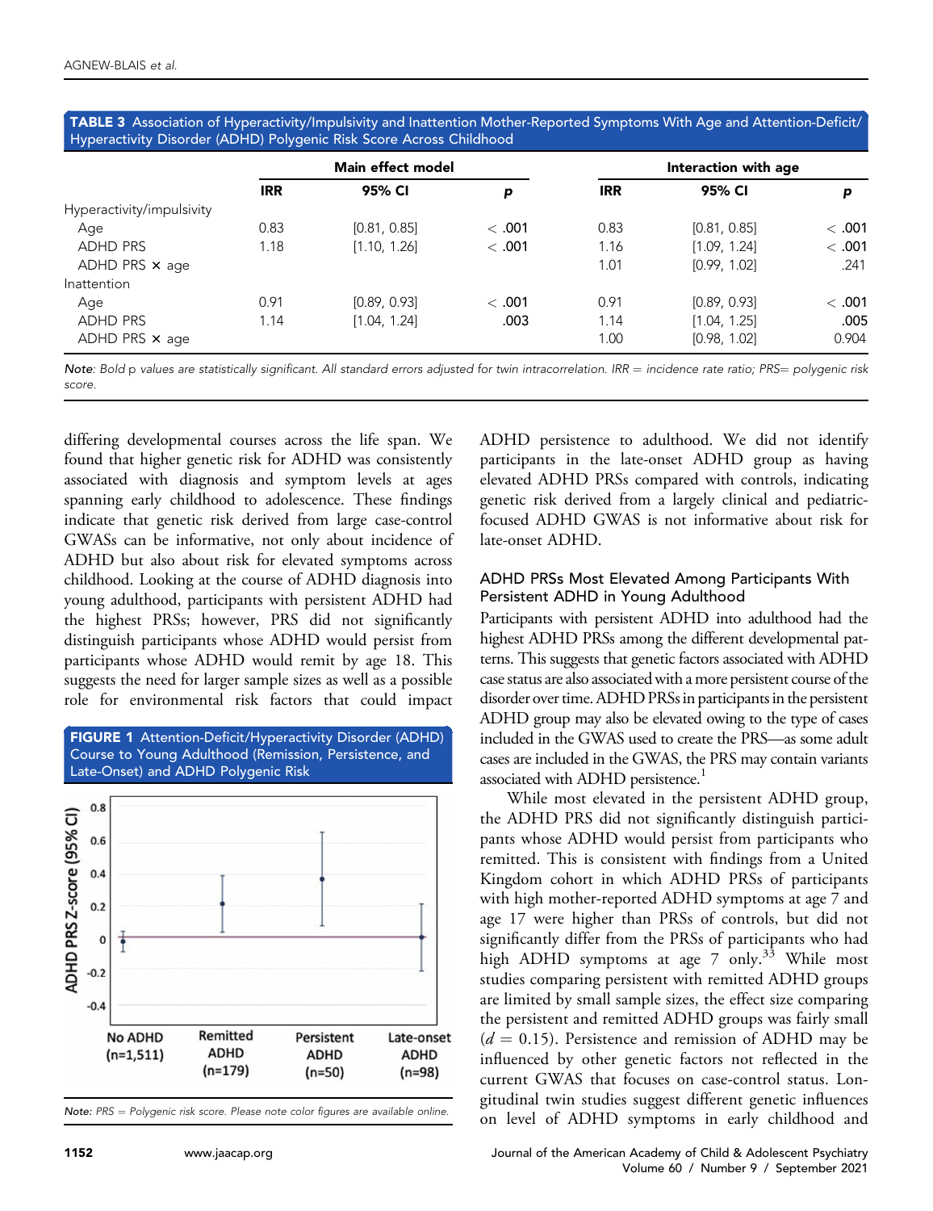**TABLE 3** Association of Hyperactivity/Impulsivity and Inattention Mother-Reported Symptoms With Age and Attention-Deficit/Hyperactivity Disorder (ADHD) Polygenic Risk Score Across Childhood

| | Main effect model | | | Interaction with age | | |
|---|---|---|---|---|---|---|
| | IRR | 95% CI | *p* | IRR | 95% CI | *p* |
| Hyperactivity/impulsivity | | | | | | |
| Age | 0.83 | [0.81, 0.85] | **< .001** | 0.83 | [0.81, 0.85] | **< .001** |
| ADHD PRS | 1.18 | [1.10, 1.26] | **< .001** | 1.16 | [1.09, 1.24] | **< .001** |
| ADHD PRS × age | | | | 1.01 | [0.99, 1.02] | .241 |
| Inattention | | | | | | |
| Age | 0.91 | [0.89, 0.93] | **< .001** | 0.91 | [0.89, 0.93] | **< .001** |
| ADHD PRS | 1.14 | [1.04, 1.24] | **.003** | 1.14 | [1.04, 1.25] | **.005** |
| ADHD PRS × age | | | | 1.00 | [0.98, 1.02] | 0.904 |

*Note: Bold p values are statistically significant. All standard errors adjusted for twin intracorrelation. IRR = incidence rate ratio; PRS= polygenic risk score.*

differing developmental courses across the life span. We found that higher genetic risk for ADHD was consistently associated with diagnosis and symptom levels at ages spanning early childhood to adolescence. These findings indicate that genetic risk derived from large case-control GWASs can be informative, not only about incidence of ADHD but also about risk for elevated symptoms across childhood. Looking at the course of ADHD diagnosis into young adulthood, participants with persistent ADHD had the highest PRSs; however, PRS did not significantly distinguish participants whose ADHD would persist from participants whose ADHD would remit by age 18. This suggests the need for larger sample sizes as well as a possible role for environmental risk factors that could impact ADHD persistence to adulthood. We did not identify participants in the late-onset ADHD group as having elevated ADHD PRSs compared with controls, indicating genetic risk derived from a largely clinical and pediatric-focused ADHD GWAS is not informative about risk for late-onset ADHD.

**FIGURE 1** Attention-Deficit/Hyperactivity Disorder (ADHD) Course to Young Adulthood (Remission, Persistence, and Late-Onset) and ADHD Polygenic Risk

*Note: PRS = Polygenic risk score. Please note color figures are available online.*

### ADHD PRSs Most Elevated Among Participants With Persistent ADHD in Young Adulthood

Participants with persistent ADHD into adulthood had the highest ADHD PRSs among the different developmental patterns. This suggests that genetic factors associated with ADHD case status are also associated with a more persistent course of the disorder over time. ADHD PRSs in participants in the persistent ADHD group may also be elevated owing to the type of cases included in the GWAS used to create the PRS—as some adult cases are included in the GWAS, the PRS may contain variants associated with ADHD persistence.[1]

While most elevated in the persistent ADHD group, the ADHD PRS did not significantly distinguish participants whose ADHD would persist from participants who remitted. This is consistent with findings from a United Kingdom cohort in which ADHD PRSs of participants with high mother-reported ADHD symptoms at age 7 and age 17 were higher than PRSs of controls, but did not significantly differ from the PRSs of participants who had high ADHD symptoms at age 7 only.[33] While most studies comparing persistent with remitted ADHD groups are limited by small sample sizes, the effect size comparing the persistent and remitted ADHD groups was fairly small ($d = 0.15$). Persistence and remission of ADHD may be influenced by other genetic factors not reflected in the current GWAS that focuses on case-control status. Longitudinal twin studies suggest different genetic influences on level of ADHD symptoms in early childhood and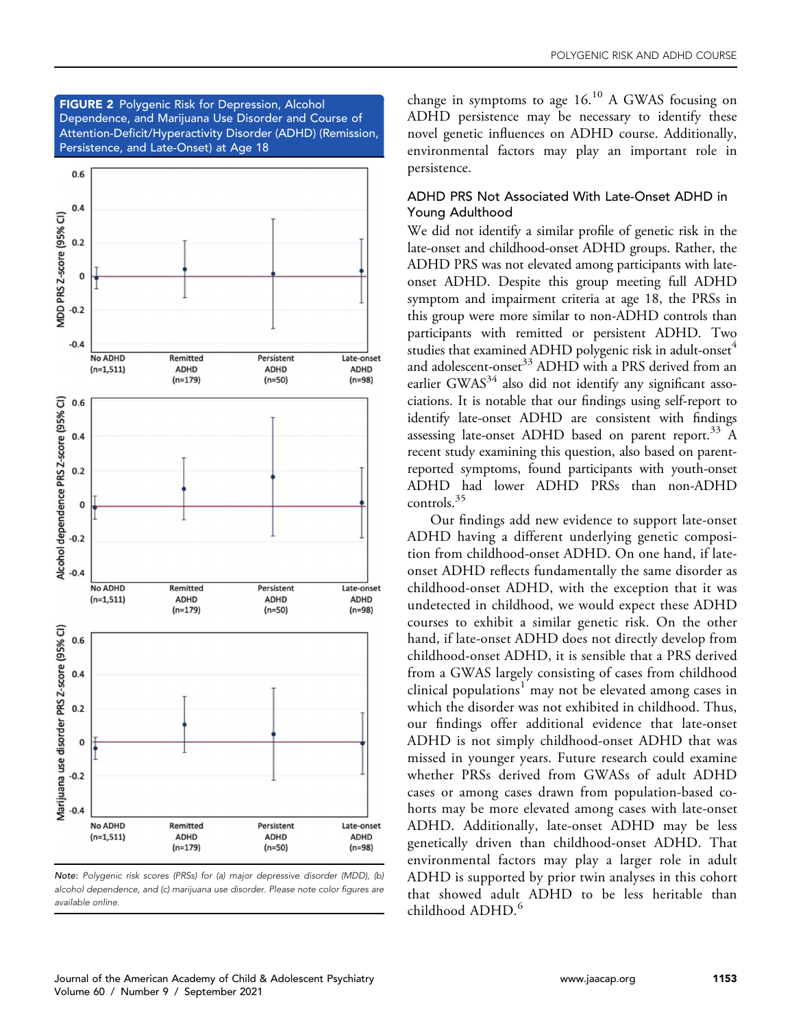**FIGURE 2** Polygenic Risk for Depression, Alcohol Dependence, and Marijuana Use Disorder and Course of Attention-Deficit/Hyperactivity Disorder (ADHD) (Remission, Persistence, and Late-Onset) at Age 18

*Note:* *Polygenic risk scores (PRSs) for (a) major depressive disorder (MDD), (b) alcohol dependence, and (c) marijuana use disorder. Please note color figures are available online.*

change in symptoms to age 16.[10] A GWAS focusing on ADHD persistence may be necessary to identify these novel genetic influences on ADHD course. Additionally, environmental factors may play an important role in persistence.

### ADHD PRS Not Associated With Late-Onset ADHD in Young Adulthood

We did not identify a similar profile of genetic risk in the late-onset and childhood-onset ADHD groups. Rather, the ADHD PRS was not elevated among participants with late-onset ADHD. Despite this group meeting full ADHD symptom and impairment criteria at age 18, the PRSs in this group were more similar to non-ADHD controls than participants with remitted or persistent ADHD. Two studies that examined ADHD polygenic risk in adult-onset[4] and adolescent-onset[33] ADHD with a PRS derived from an earlier GWAS[34] also did not identify any significant associations. It is notable that our findings using self-report to identify late-onset ADHD are consistent with findings assessing late-onset ADHD based on parent report.[33] A recent study examining this question, also based on parent-reported symptoms, found participants with youth-onset ADHD had lower ADHD PRSs than non-ADHD controls.[35]

Our findings add new evidence to support late-onset ADHD having a different underlying genetic composition from childhood-onset ADHD. On one hand, if late-onset ADHD reflects fundamentally the same disorder as childhood-onset ADHD, with the exception that it was undetected in childhood, we would expect these ADHD courses to exhibit a similar genetic risk. On the other hand, if late-onset ADHD does not directly develop from childhood-onset ADHD, it is sensible that a PRS derived from a GWAS largely consisting of cases from childhood clinical populations[1] may not be elevated among cases in which the disorder was not exhibited in childhood. Thus, our findings offer additional evidence that late-onset ADHD is not simply childhood-onset ADHD that was missed in younger years. Future research could examine whether PRSs derived from GWASs of adult ADHD cases or among cases drawn from population-based cohorts may be more elevated among cases with late-onset ADHD. Additionally, late-onset ADHD may be less genetically driven than childhood-onset ADHD. That environmental factors may play a larger role in adult ADHD is supported by prior twin analyses in this cohort that showed adult ADHD to be less heritable than childhood ADHD.[6]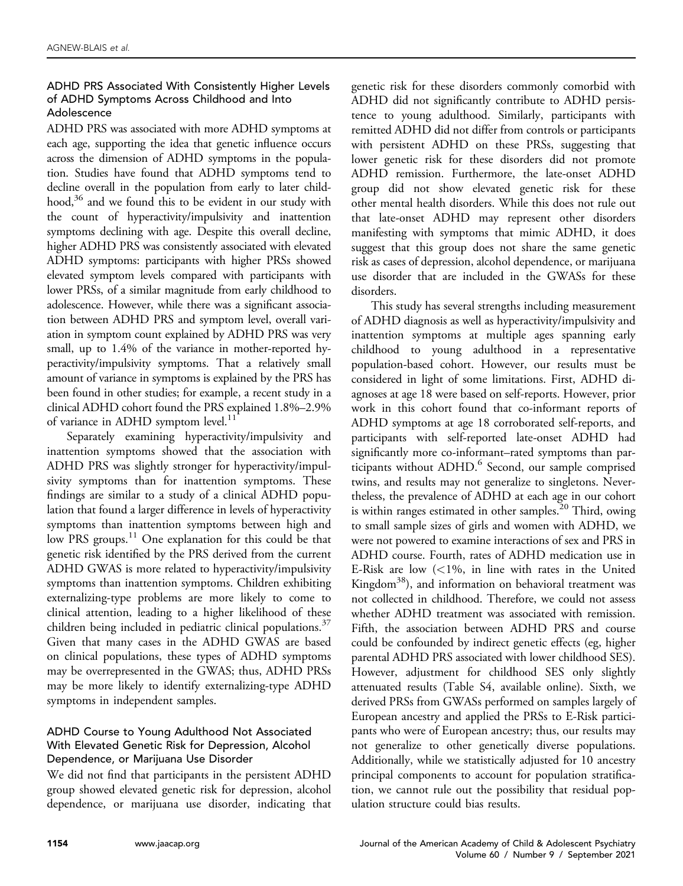### ADHD PRS Associated With Consistently Higher Levels of ADHD Symptoms Across Childhood and Into Adolescence

ADHD PRS was associated with more ADHD symptoms at each age, supporting the idea that genetic influence occurs across the dimension of ADHD symptoms in the population. Studies have found that ADHD symptoms tend to decline overall in the population from early to later childhood,[36] and we found this to be evident in our study with the count of hyperactivity/impulsivity and inattention symptoms declining with age. Despite this overall decline, higher ADHD PRS was consistently associated with elevated ADHD symptoms: participants with higher PRSs showed elevated symptom levels compared with participants with lower PRSs, of a similar magnitude from early childhood to adolescence. However, while there was a significant association between ADHD PRS and symptom level, overall variation in symptom count explained by ADHD PRS was very small, up to 1.4% of the variance in mother-reported hyperactivity/impulsivity symptoms. That a relatively small amount of variance in symptoms is explained by the PRS has been found in other studies; for example, a recent study in a clinical ADHD cohort found the PRS explained 1.8%–2.9% of variance in ADHD symptom level.[11]

Separately examining hyperactivity/impulsivity and inattention symptoms showed that the association with ADHD PRS was slightly stronger for hyperactivity/impulsivity symptoms than for inattention symptoms. These findings are similar to a study of a clinical ADHD population that found a larger difference in levels of hyperactivity symptoms than inattention symptoms between high and low PRS groups.[11] One explanation for this could be that genetic risk identified by the PRS derived from the current ADHD GWAS is more related to hyperactivity/impulsivity symptoms than inattention symptoms. Children exhibiting externalizing-type problems are more likely to come to clinical attention, leading to a higher likelihood of these children being included in pediatric clinical populations.[37] Given that many cases in the ADHD GWAS are based on clinical populations, these types of ADHD symptoms may be overrepresented in the GWAS; thus, ADHD PRSs may be more likely to identify externalizing-type ADHD symptoms in independent samples.

### ADHD Course to Young Adulthood Not Associated With Elevated Genetic Risk for Depression, Alcohol Dependence, or Marijuana Use Disorder

We did not find that participants in the persistent ADHD group showed elevated genetic risk for depression, alcohol dependence, or marijuana use disorder, indicating that genetic risk for these disorders commonly comorbid with ADHD did not significantly contribute to ADHD persistence to young adulthood. Similarly, participants with remitted ADHD did not differ from controls or participants with persistent ADHD on these PRSs, suggesting that lower genetic risk for these disorders did not promote ADHD remission. Furthermore, the late-onset ADHD group did not show elevated genetic risk for these other mental health disorders. While this does not rule out that late-onset ADHD may represent other disorders manifesting with symptoms that mimic ADHD, it does suggest that this group does not share the same genetic risk as cases of depression, alcohol dependence, or marijuana use disorder that are included in the GWASs for these disorders.

This study has several strengths including measurement of ADHD diagnosis as well as hyperactivity/impulsivity and inattention symptoms at multiple ages spanning early childhood to young adulthood in a representative population-based cohort. However, our results must be considered in light of some limitations. First, ADHD diagnoses at age 18 were based on self-reports. However, prior work in this cohort found that co-informant reports of ADHD symptoms at age 18 corroborated self-reports, and participants with self-reported late-onset ADHD had significantly more co-informant–rated symptoms than participants without ADHD.[6] Second, our sample comprised twins, and results may not generalize to singletons. Nevertheless, the prevalence of ADHD at each age in our cohort is within ranges estimated in other samples.[20] Third, owing to small sample sizes of girls and women with ADHD, we were not powered to examine interactions of sex and PRS in ADHD course. Fourth, rates of ADHD medication use in E-Risk are low (<1%, in line with rates in the United Kingdom[38]), and information on behavioral treatment was not collected in childhood. Therefore, we could not assess whether ADHD treatment was associated with remission. Fifth, the association between ADHD PRS and course could be confounded by indirect genetic effects (eg, higher parental ADHD PRS associated with lower childhood SES). However, adjustment for childhood SES only slightly attenuated results (Table S4, available online). Sixth, we derived PRSs from GWASs performed on samples largely of European ancestry and applied the PRSs to E-Risk participants who were of European ancestry; thus, our results may not generalize to other genetically diverse populations. Additionally, while we statistically adjusted for 10 ancestry principal components to account for population stratification, we cannot rule out the possibility that residual population structure could bias results.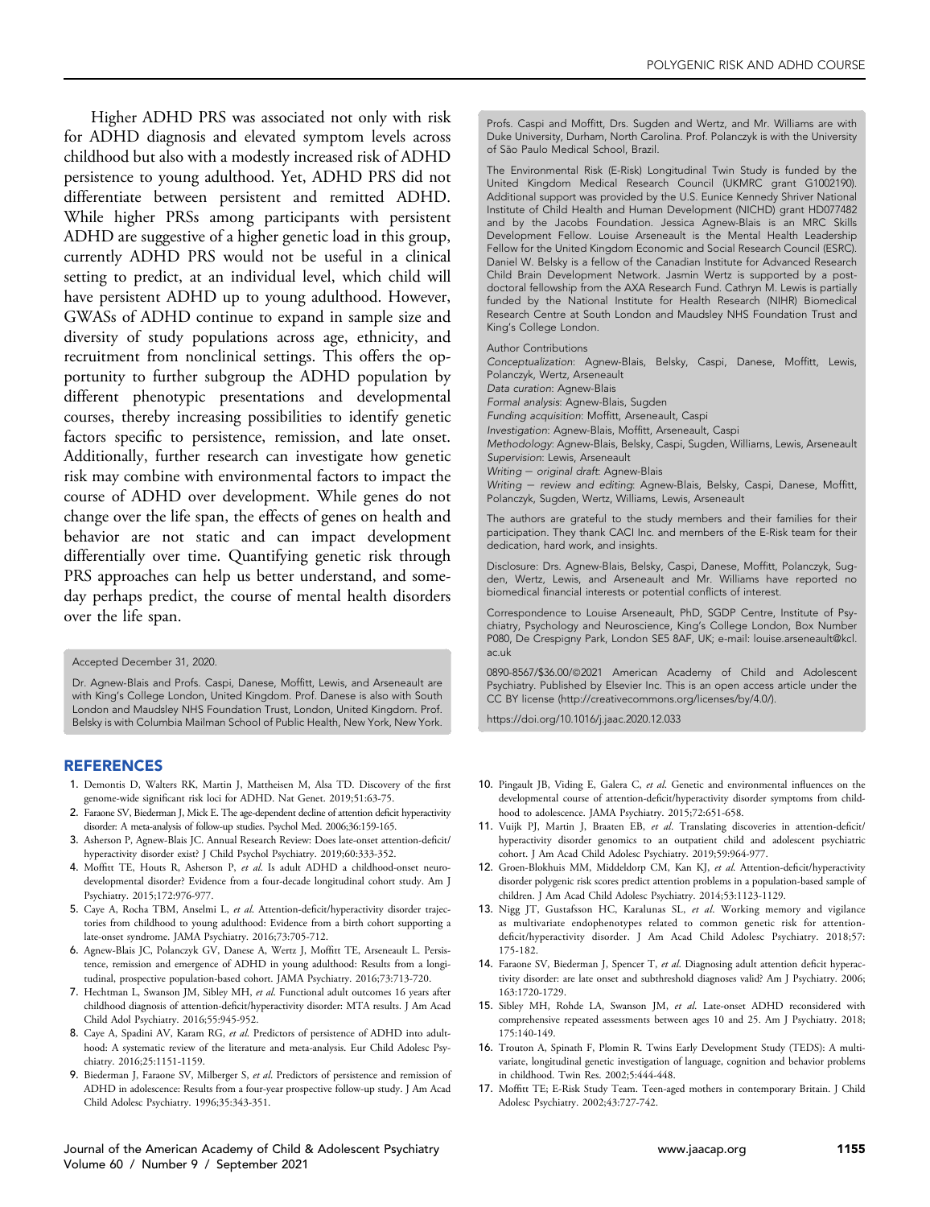Higher ADHD PRS was associated not only with risk for ADHD diagnosis and elevated symptom levels across childhood but also with a modestly increased risk of ADHD persistence to young adulthood. Yet, ADHD PRS did not differentiate between persistent and remitted ADHD. While higher PRSs among participants with persistent ADHD are suggestive of a higher genetic load in this group, currently ADHD PRS would not be useful in a clinical setting to predict, at an individual level, which child will have persistent ADHD up to young adulthood. However, GWASs of ADHD continue to expand in sample size and diversity of study populations across age, ethnicity, and recruitment from nonclinical settings. This offers the opportunity to further subgroup the ADHD population by different phenotypic presentations and developmental courses, thereby increasing possibilities to identify genetic factors specific to persistence, remission, and late onset. Additionally, further research can investigate how genetic risk may combine with environmental factors to impact the course of ADHD over development. While genes do not change over the life span, the effects of genes on health and behavior are not static and can impact development differentially over time. Quantifying genetic risk through PRS approaches can help us better understand, and someday perhaps predict, the course of mental health disorders over the life span.

Accepted December 31, 2020.

Dr. Agnew-Blais and Profs. Caspi, Danese, Moffitt, Lewis, and Arseneault are with King's College London, United Kingdom. Prof. Danese is also with South London and Maudsley NHS Foundation Trust, London, United Kingdom. Prof. Belsky is with Columbia Mailman School of Public Health, New York, New York. Profs. Caspi and Moffitt, Drs. Sugden and Wertz, and Mr. Williams are with Duke University, Durham, North Carolina. Prof. Polanczyk is with the University of São Paulo Medical School, Brazil.

The Environmental Risk (E-Risk) Longitudinal Twin Study is funded by the United Kingdom Medical Research Council (UKMRC grant G1002190). Additional support was provided by the U.S. Eunice Kennedy Shriver National Institute of Child Health and Human Development (NICHD) grant HD077482 and by the Jacobs Foundation. Jessica Agnew-Blais is an MRC Skills Development Fellow. Louise Arseneault is the Mental Health Leadership Fellow for the United Kingdom Economic and Social Research Council (ESRC). Daniel W. Belsky is a fellow of the Canadian Institute for Advanced Research Child Brain Development Network. Jasmin Wertz is supported by a postdoctoral fellowship from the AXA Research Fund. Cathryn M. Lewis is partially funded by the National Institute for Health Research (NIHR) Biomedical Research Centre at South London and Maudsley NHS Foundation Trust and King's College London.

Author Contributions

*Conceptualization*: Agnew-Blais, Belsky, Caspi, Danese, Moffitt, Lewis, Polanczyk, Wertz, Arseneault
*Data curation*: Agnew-Blais
*Formal analysis*: Agnew-Blais, Sugden
*Funding acquisition*: Moffitt, Arseneault, Caspi
*Investigation*: Agnew-Blais, Moffitt, Arseneault, Caspi
*Methodology*: Agnew-Blais, Belsky, Caspi, Sugden, Williams, Lewis, Arseneault
*Supervision*: Lewis, Arseneault
*Writing – original draft*: Agnew-Blais
*Writing – review and editing*: Agnew-Blais, Belsky, Caspi, Danese, Moffitt, Polanczyk, Sugden, Wertz, Williams, Lewis, Arseneault

The authors are grateful to the study members and their families for their participation. They thank CACI Inc. and members of the E-Risk team for their dedication, hard work, and insights.

Disclosure: Drs. Agnew-Blais, Belsky, Caspi, Danese, Moffitt, Polanczyk, Sugden, Wertz, Lewis, and Arseneault and Mr. Williams have reported no biomedical financial interests or potential conflicts of interest.

Correspondence to Louise Arseneault, PhD, SGDP Centre, Institute of Psychiatry, Psychology and Neuroscience, King's College London, Box Number P080, De Crespigny Park, London SE5 8AF, UK; e-mail: louise.arseneault@kcl.ac.uk

0890-8567/$36.00/©2021 American Academy of Child and Adolescent Psychiatry. Published by Elsevier Inc. This is an open access article under the CC BY license (http://creativecommons.org/licenses/by/4.0/).

https://doi.org/10.1016/j.jaac.2020.12.033

## REFERENCES

1. Demontis D, Walters RK, Martin J, Mattheisen M, Alsa TD. Discovery of the first genome-wide significant risk loci for ADHD. Nat Genet. 2019;51:63-75.
2. Faraone SV, Biederman J, Mick E. The age-dependent decline of attention deficit hyperactivity disorder: A meta-analysis of follow-up studies. Psychol Med. 2006;36:159-165.
3. Asherson P, Agnew-Blais JC. Annual Research Review: Does late-onset attention-deficit/hyperactivity disorder exist? J Child Psychol Psychiatry. 2019;60:333-352.
4. Moffitt TE, Houts R, Asherson P, *et al.* Is adult ADHD a childhood-onset neurodevelopmental disorder? Evidence from a four-decade longitudinal cohort study. Am J Psychiatry. 2015;172:976-977.
5. Caye A, Rocha TBM, Anselmi L, *et al.* Attention-deficit/hyperactivity disorder trajectories from childhood to young adulthood: Evidence from a birth cohort supporting a late-onset syndrome. JAMA Psychiatry. 2016;73:705-712.
6. Agnew-Blais JC, Polanczyk GV, Danese A, Wertz J, Moffitt TE, Arseneault L. Persistence, remission and emergence of ADHD in young adulthood: Results from a longitudinal, prospective population-based cohort. JAMA Psychiatry. 2016;73:713-720.
7. Hechtman L, Swanson JM, Sibley MH, *et al.* Functional adult outcomes 16 years after childhood diagnosis of attention-deficit/hyperactivity disorder: MTA results. J Am Acad Child Adol Psychiatry. 2016;55:945-952.
8. Caye A, Spadini AV, Karam RG, *et al.* Predictors of persistence of ADHD into adulthood: A systematic review of the literature and meta-analysis. Eur Child Adolesc Psychiatry. 2016;25:1151-1159.
9. Biederman J, Faraone SV, Milberger S, *et al.* Predictors of persistence and remission of ADHD in adolescence: Results from a four-year prospective follow-up study. J Am Acad Child Adolesc Psychiatry. 1996;35:343-351.
10. Pingault JB, Viding E, Galera C, *et al.* Genetic and environmental influences on the developmental course of attention-deficit/hyperactivity disorder symptoms from childhood to adolescence. JAMA Psychiatry. 2015;72:651-658.
11. Vuijk PJ, Martin J, Braaten EB, *et al.* Translating discoveries in attention-deficit/hyperactivity disorder genomics to an outpatient child and adolescent psychiatric cohort. J Am Acad Child Adolesc Psychiatry. 2019;59:964-977.
12. Groen-Blokhuis MM, Middeldorp CM, Kan KJ, *et al.* Attention-deficit/hyperactivity disorder polygenic risk scores predict attention problems in a population-based sample of children. J Am Acad Child Adolesc Psychiatry. 2014;53:1123-1129.
13. Nigg JT, Gustafsson HC, Karalunas SL, *et al.* Working memory and vigilance as multivariate endophenotypes related to common genetic risk for attention-deficit/hyperactivity disorder. J Am Acad Child Adolesc Psychiatry. 2018;57:175-182.
14. Faraone SV, Biederman J, Spencer T, *et al.* Diagnosing adult attention deficit hyperactivity disorder: are late onset and subthreshold diagnoses valid? Am J Psychiatry. 2006;163:1720-1729.
15. Sibley MH, Rohde LA, Swanson JM, *et al.* Late-onset ADHD reconsidered with comprehensive repeated assessments between ages 10 and 25. Am J Psychiatry. 2018;175:140-149.
16. Trouton A, Spinath F, Plomin R. Twins Early Development Study (TEDS): A multivariate, longitudinal genetic investigation of language, cognition and behavior problems in childhood. Twin Res. 2002;5:444-448.
17. Moffitt TE; E-Risk Study Team. Teen-aged mothers in contemporary Britain. J Child Adolesc Psychiatry. 2002;43:727-742.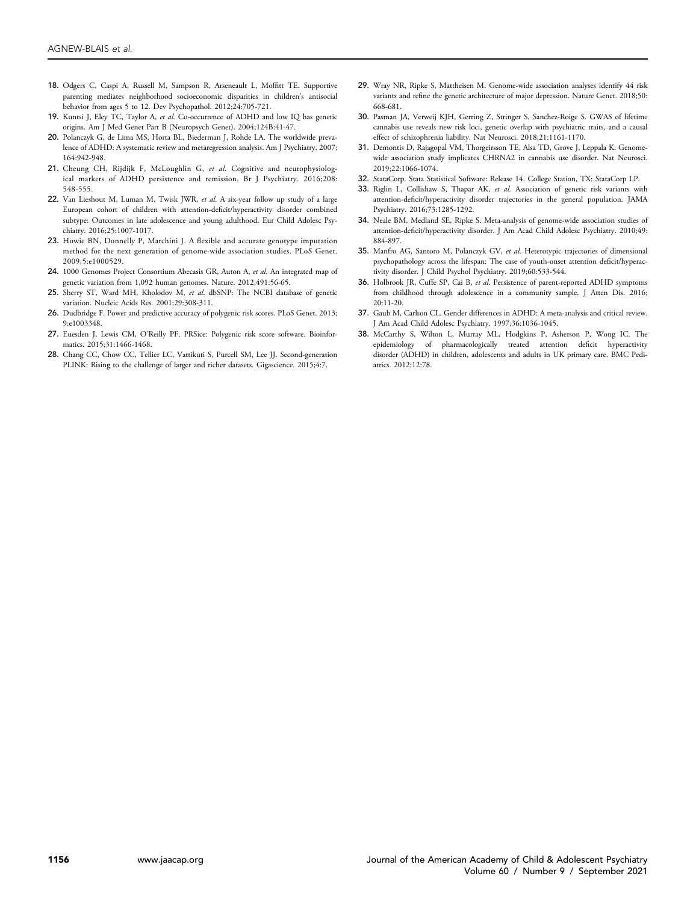18. Odgers C, Caspi A, Russell M, Sampson R, Arseneault L, Moffitt TE. Supportive parenting mediates neighborhood socioeconomic disparities in children's antisocial behavior from ages 5 to 12. Dev Psychopathol. 2012;24:705-721.
19. Kuntsi J, Eley TC, Taylor A, *et al*. Co-occurrence of ADHD and low IQ has genetic origins. Am J Med Genet Part B (Neuropsych Genet). 2004;124B:41-47.
20. Polanczyk G, de Lima MS, Horta BL, Biederman J, Rohde LA. The worldwide prevalence of ADHD: A systematic review and metaregression analysis. Am J Psychiatry. 2007; 164:942-948.
21. Cheung CH, Rijdijk F, McLoughlin G, *et al*. Cognitive and neurophysiological markers of ADHD persistence and remission. Br J Psychiatry. 2016;208: 548-555.
22. Van Lieshout M, Luman M, Twisk JWR, *et al*. A six-year follow up study of a large European cohort of children with attention-deficit/hyperactivity disorder combined subtype: Outcomes in late adolescence and young adulthood. Eur Child Adolesc Psychiatry. 2016;25:1007-1017.
23. Howie BN, Donnelly P, Marchini J. A flexible and accurate genotype imputation method for the next generation of genome-wide association studies. PLoS Genet. 2009;5:e1000529.
24. 1000 Genomes Project Consortium Abecasis GR, Auton A, *et al*. An integrated map of genetic variation from 1,092 human genomes. Nature. 2012;491:56-65.
25. Sherry ST, Ward MH, Kholodov M, *et al*. dbSNP: The NCBI database of genetic variation. Nucleic Acids Res. 2001;29:308-311.
26. Dudbridge F. Power and predictive accuracy of polygenic risk scores. PLoS Genet. 2013; 9:e1003348.
27. Euesden J, Lewis CM, O'Reilly PF. PRSice: Polygenic risk score software. Bioinformatics. 2015;31:1466-1468.
28. Chang CC, Chow CC, Tellier LC, Vattikuti S, Purcell SM, Lee JJ. Second-generation PLINK: Rising to the challenge of larger and richer datasets. Gigascience. 2015;4:7.
29. Wray NR, Ripke S, Mattheisen M. Genome-wide association analyses identify 44 risk variants and refine the genetic architecture of major depression. Nature Genet. 2018;50: 668-681.
30. Pasman JA, Verweij KJH, Gerring Z, Stringer S, Sanchez-Roige S. GWAS of lifetime cannabis use reveals new risk loci, genetic overlap with psychiatric traits, and a causal effect of schizophrenia liability. Nat Neurosci. 2018;21:1161-1170.
31. Demontis D, Rajagopal VM, Thorgeirsson TE, Alsa TD, Grove J, Leppala K. Genome-wide association study implicates CHRNA2 in cannabis use disorder. Nat Neurosci. 2019;22:1066-1074.
32. StataCorp. Stata Statistical Software: Release 14. College Station, TX: StataCorp LP.
33. Riglin L, Collishaw S, Thapar AK, *et al*. Association of genetic risk variants with attention-deficit/hyperactivity disorder trajectories in the general population. JAMA Psychiatry. 2016;73:1285-1292.
34. Neale BM, Medland SE, Ripke S. Meta-analysis of genome-wide association studies of attention-deficit/hyperactivity disorder. J Am Acad Child Adolesc Psychiatry. 2010;49: 884-897.
35. Manfro AG, Santoro M, Polanczyk GV, *et al*. Heterotypic trajectories of dimensional psychopathology across the lifespan: The case of youth-onset attention deficit/hyperactivity disorder. J Child Psychol Psychiatry. 2019;60:533-544.
36. Holbrook JR, Cuffe SP, Cai B, *et al*. Persistence of parent-reported ADHD symptoms from childhood through adolescence in a community sample. J Atten Dis. 2016; 20:11-20.
37. Gaub M, Carlson CL. Gender differences in ADHD: A meta-analysis and critical review. J Am Acad Child Adolesc Psychiatry. 1997;36:1036-1045.
38. McCarthy S, Wilton L, Murray ML, Hodgkins P, Asherson P, Wong IC. The epidemiology of pharmacologically treated attention deficit hyperactivity disorder (ADHD) in children, adolescents and adults in UK primary care. BMC Pediatrics. 2012;12:78.